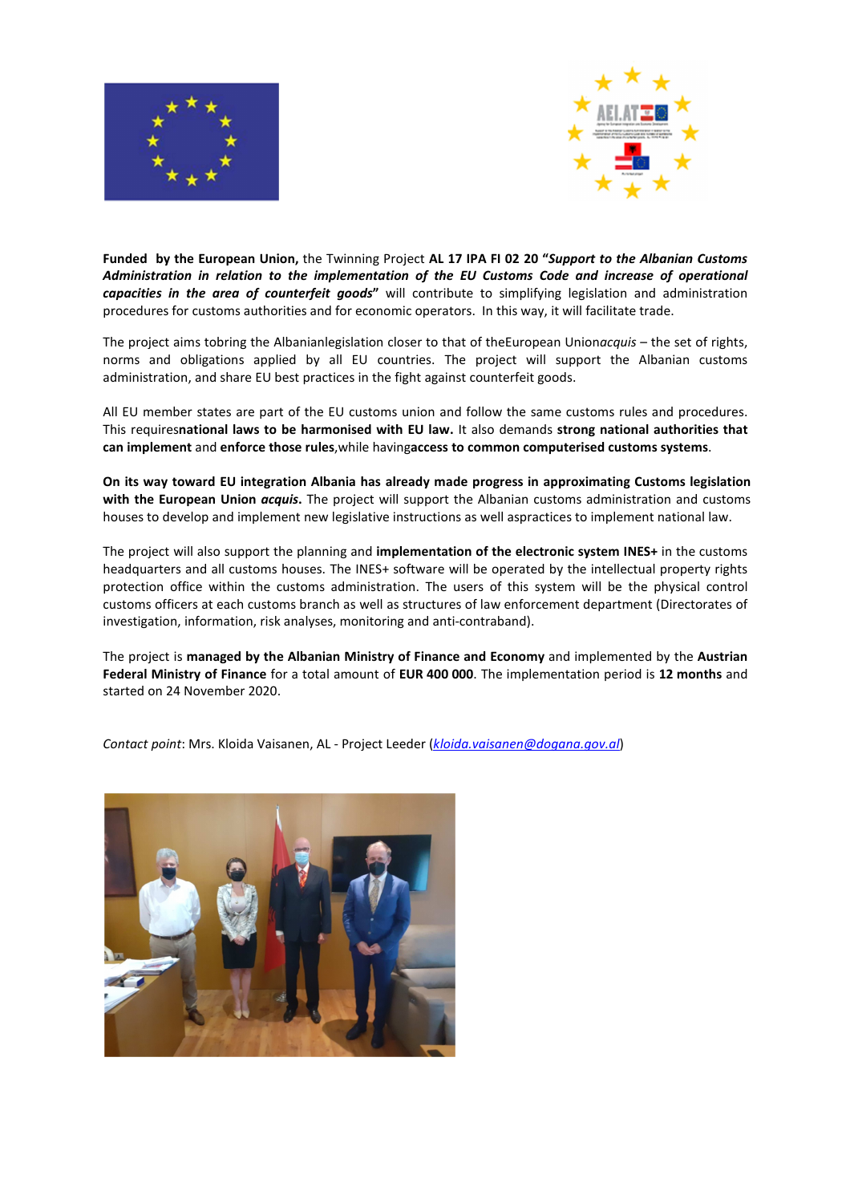**Funded by the European Union,** the Twinning Project **AL 17 IPA FI 02 20 "*Support to the Albanian Customs Administration in relation to the implementation of the EU Customs Code and increase of operational capacities in the area of counterfeit goods*"** will contribute to simplifying legislation and administration procedures for customs authorities and for economic operators. In this way, it will facilitate trade.

The project aims tobring the Albanianlegislation closer to that of theEuropean Union*acquis* – the set of rights, norms and obligations applied by all EU countries. The project will support the Albanian customs administration, and share EU best practices in the fight against counterfeit goods.

All EU member states are part of the EU customs union and follow the same customs rules and procedures. This requires**national laws to be harmonised with EU law.** It also demands **strong national authorities that can implement** and **enforce those rules**,while having**access to common computerised customs systems**.

**On its way toward EU integration Albania has already made progress in approximating Customs legislation with the European Union *acquis*.** The project will support the Albanian customs administration and customs houses to develop and implement new legislative instructions as well aspractices to implement national law.

The project will also support the planning and **implementation of the electronic system INES+** in the customs headquarters and all customs houses. The INES+ software will be operated by the intellectual property rights protection office within the customs administration. The users of this system will be the physical control customs officers at each customs branch as well as structures of law enforcement department (Directorates of investigation, information, risk analyses, monitoring and anti-contraband).

The project is **managed by the Albanian Ministry of Finance and Economy** and implemented by the **Austrian Federal Ministry of Finance** for a total amount of **EUR 400 000**. The implementation period is **12 months** and started on 24 November 2020.

*Contact point*: Mrs. Kloida Vaisanen, AL - Project Leeder (*kloida.vaisanen@dogana.gov.al*)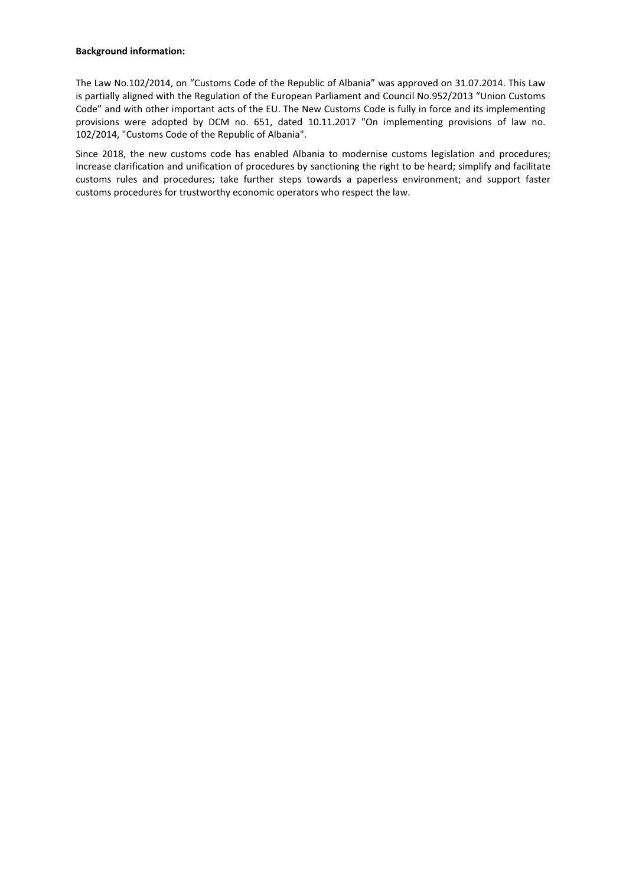**Background information:**

The Law No.102/2014, on "Customs Code of the Republic of Albania" was approved on 31.07.2014. This Law is partially aligned with the Regulation of the European Parliament and Council No.952/2013 "Union Customs Code" and with other important acts of the EU. The New Customs Code is fully in force and its implementing provisions were adopted by DCM no. 651, dated 10.11.2017 "On implementing provisions of law no. 102/2014, "Customs Code of the Republic of Albania".

Since 2018, the new customs code has enabled Albania to modernise customs legislation and procedures; increase clarification and unification of procedures by sanctioning the right to be heard; simplify and facilitate customs rules and procedures; take further steps towards a paperless environment; and support faster customs procedures for trustworthy economic operators who respect the law.